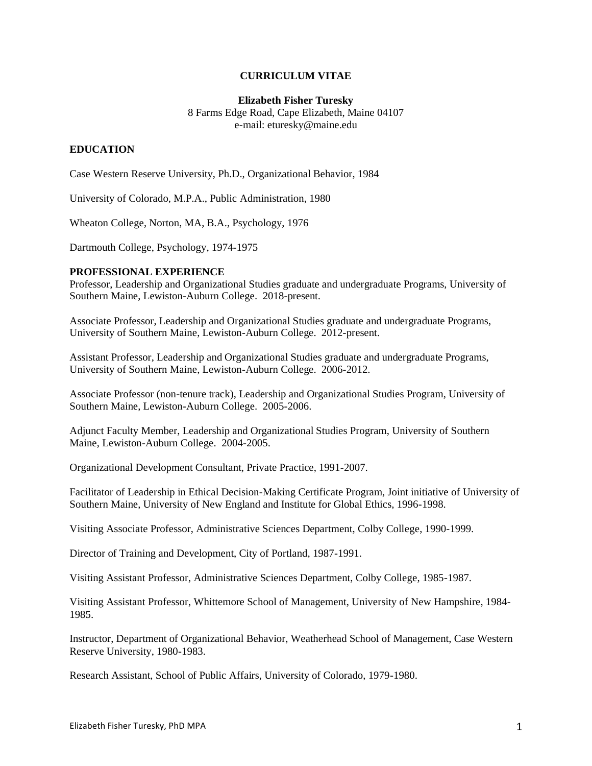# CURRICULUM VITAE

**Elizabeth Fisher Turesky**
8 Farms Edge Road, Cape Elizabeth, Maine 04107
e-mail: eturesky@maine.edu

## EDUCATION

Case Western Reserve University, Ph.D., Organizational Behavior, 1984

University of Colorado, M.P.A., Public Administration, 1980

Wheaton College, Norton, MA, B.A., Psychology, 1976

Dartmouth College, Psychology, 1974-1975

## PROFESSIONAL EXPERIENCE

Professor, Leadership and Organizational Studies graduate and undergraduate Programs, University of Southern Maine, Lewiston-Auburn College. 2018-present.

Associate Professor, Leadership and Organizational Studies graduate and undergraduate Programs, University of Southern Maine, Lewiston-Auburn College. 2012-present.

Assistant Professor, Leadership and Organizational Studies graduate and undergraduate Programs, University of Southern Maine, Lewiston-Auburn College. 2006-2012.

Associate Professor (non-tenure track), Leadership and Organizational Studies Program, University of Southern Maine, Lewiston-Auburn College. 2005-2006.

Adjunct Faculty Member, Leadership and Organizational Studies Program, University of Southern Maine, Lewiston-Auburn College. 2004-2005.

Organizational Development Consultant, Private Practice, 1991-2007.

Facilitator of Leadership in Ethical Decision-Making Certificate Program, Joint initiative of University of Southern Maine, University of New England and Institute for Global Ethics, 1996-1998.

Visiting Associate Professor, Administrative Sciences Department, Colby College, 1990-1999.

Director of Training and Development, City of Portland, 1987-1991.

Visiting Assistant Professor, Administrative Sciences Department, Colby College, 1985-1987.

Visiting Assistant Professor, Whittemore School of Management, University of New Hampshire, 1984-1985.

Instructor, Department of Organizational Behavior, Weatherhead School of Management, Case Western Reserve University, 1980-1983.

Research Assistant, School of Public Affairs, University of Colorado, 1979-1980.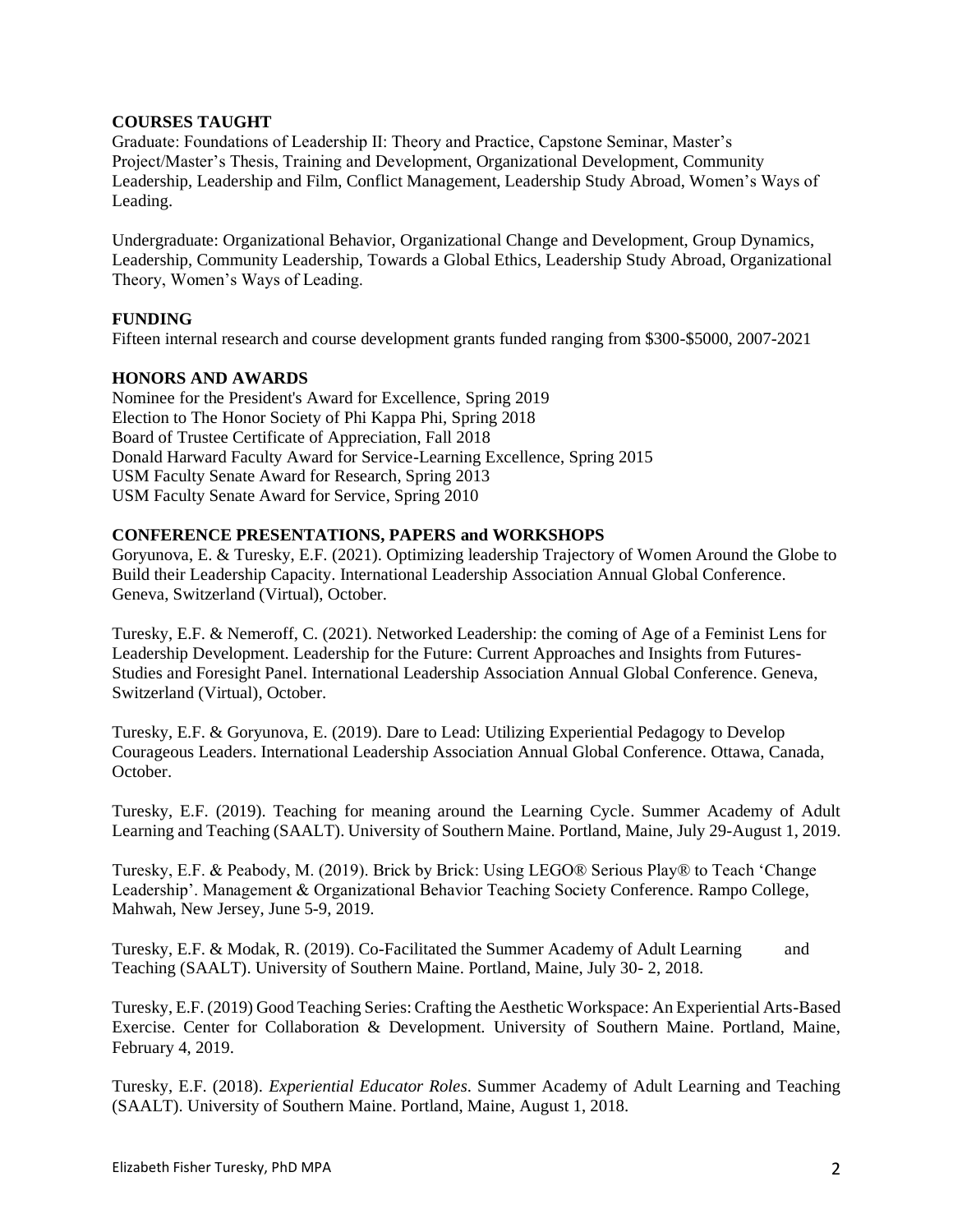## COURSES TAUGHT

Graduate: Foundations of Leadership II: Theory and Practice, Capstone Seminar, Master's Project/Master's Thesis, Training and Development, Organizational Development, Community Leadership, Leadership and Film, Conflict Management, Leadership Study Abroad, Women's Ways of Leading.

Undergraduate: Organizational Behavior, Organizational Change and Development, Group Dynamics, Leadership, Community Leadership, Towards a Global Ethics, Leadership Study Abroad, Organizational Theory, Women's Ways of Leading.

## FUNDING

Fifteen internal research and course development grants funded ranging from $300-$5000, 2007-2021

## HONORS AND AWARDS

Nominee for the President's Award for Excellence, Spring 2019
Election to The Honor Society of Phi Kappa Phi, Spring 2018
Board of Trustee Certificate of Appreciation, Fall 2018
Donald Harward Faculty Award for Service-Learning Excellence, Spring 2015
USM Faculty Senate Award for Research, Spring 2013
USM Faculty Senate Award for Service, Spring 2010

## CONFERENCE PRESENTATIONS, PAPERS and WORKSHOPS

Goryunova, E. & Turesky, E.F. (2021). Optimizing leadership Trajectory of Women Around the Globe to Build their Leadership Capacity. International Leadership Association Annual Global Conference. Geneva, Switzerland (Virtual), October.

Turesky, E.F. & Nemeroff, C. (2021). Networked Leadership: the coming of Age of a Feminist Lens for Leadership Development. Leadership for the Future: Current Approaches and Insights from Futures-Studies and Foresight Panel. International Leadership Association Annual Global Conference. Geneva, Switzerland (Virtual), October.

Turesky, E.F. & Goryunova, E. (2019). Dare to Lead: Utilizing Experiential Pedagogy to Develop Courageous Leaders. International Leadership Association Annual Global Conference. Ottawa, Canada, October.

Turesky, E.F. (2019). Teaching for meaning around the Learning Cycle. Summer Academy of Adult Learning and Teaching (SAALT). University of Southern Maine. Portland, Maine, July 29-August 1, 2019.

Turesky, E.F. & Peabody, M. (2019). Brick by Brick: Using LEGO® Serious Play® to Teach 'Change Leadership'. Management & Organizational Behavior Teaching Society Conference. Rampo College, Mahwah, New Jersey, June 5-9, 2019.

Turesky, E.F. & Modak, R. (2019). Co-Facilitated the Summer Academy of Adult Learning and Teaching (SAALT). University of Southern Maine. Portland, Maine, July 30- 2, 2018.

Turesky, E.F. (2019) Good Teaching Series: Crafting the Aesthetic Workspace: An Experiential Arts-Based Exercise. Center for Collaboration & Development. University of Southern Maine. Portland, Maine, February 4, 2019.

Turesky, E.F. (2018). *Experiential Educator Roles*. Summer Academy of Adult Learning and Teaching (SAALT). University of Southern Maine. Portland, Maine, August 1, 2018.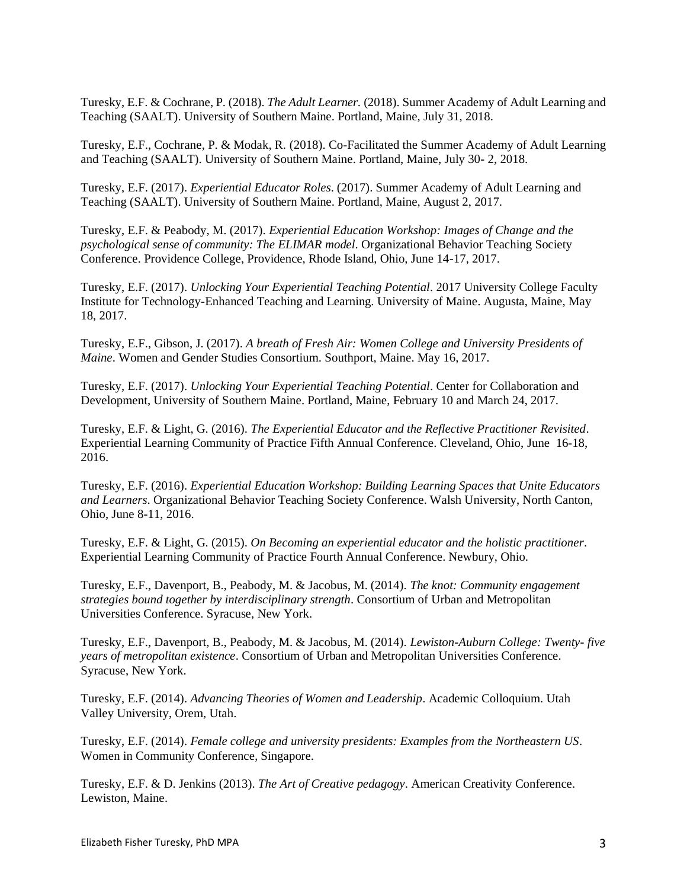Turesky, E.F. & Cochrane, P. (2018). *The Adult Learner.* (2018). Summer Academy of Adult Learning and Teaching (SAALT). University of Southern Maine. Portland, Maine, July 31, 2018.

Turesky, E.F., Cochrane, P. & Modak, R. (2018). Co-Facilitated the Summer Academy of Adult Learning and Teaching (SAALT). University of Southern Maine. Portland, Maine, July 30- 2, 2018.

Turesky, E.F. (2017). *Experiential Educator Roles*. (2017). Summer Academy of Adult Learning and Teaching (SAALT). University of Southern Maine. Portland, Maine, August 2, 2017.

Turesky, E.F. & Peabody, M. (2017). *Experiential Education Workshop: Images of Change and the psychological sense of community: The ELIMAR model*. Organizational Behavior Teaching Society Conference. Providence College, Providence, Rhode Island, Ohio, June 14-17, 2017.

Turesky, E.F. (2017). *Unlocking Your Experiential Teaching Potential*. 2017 University College Faculty Institute for Technology-Enhanced Teaching and Learning. University of Maine. Augusta, Maine, May 18, 2017.

Turesky, E.F., Gibson, J. (2017). *A breath of Fresh Air: Women College and University Presidents of Maine*. Women and Gender Studies Consortium. Southport, Maine. May 16, 2017.

Turesky, E.F. (2017). *Unlocking Your Experiential Teaching Potential*. Center for Collaboration and Development, University of Southern Maine. Portland, Maine, February 10 and March 24, 2017.

Turesky, E.F. & Light, G. (2016). *The Experiential Educator and the Reflective Practitioner Revisited*. Experiential Learning Community of Practice Fifth Annual Conference. Cleveland, Ohio, June 16-18, 2016.

Turesky, E.F. (2016). *Experiential Education Workshop: Building Learning Spaces that Unite Educators and Learners*. Organizational Behavior Teaching Society Conference. Walsh University, North Canton, Ohio, June 8-11, 2016.

Turesky, E.F. & Light, G. (2015). *On Becoming an experiential educator and the holistic practitioner*. Experiential Learning Community of Practice Fourth Annual Conference. Newbury, Ohio.

Turesky, E.F., Davenport, B., Peabody, M. & Jacobus, M. (2014). *The knot: Community engagement strategies bound together by interdisciplinary strength*. Consortium of Urban and Metropolitan Universities Conference. Syracuse, New York.

Turesky, E.F., Davenport, B., Peabody, M. & Jacobus, M. (2014). *Lewiston-Auburn College: Twenty- five years of metropolitan existence*. Consortium of Urban and Metropolitan Universities Conference. Syracuse, New York.

Turesky, E.F. (2014). *Advancing Theories of Women and Leadership*. Academic Colloquium. Utah Valley University, Orem, Utah.

Turesky, E.F. (2014). *Female college and university presidents: Examples from the Northeastern US*. Women in Community Conference, Singapore.

Turesky, E.F. & D. Jenkins (2013). *The Art of Creative pedagogy*. American Creativity Conference. Lewiston, Maine.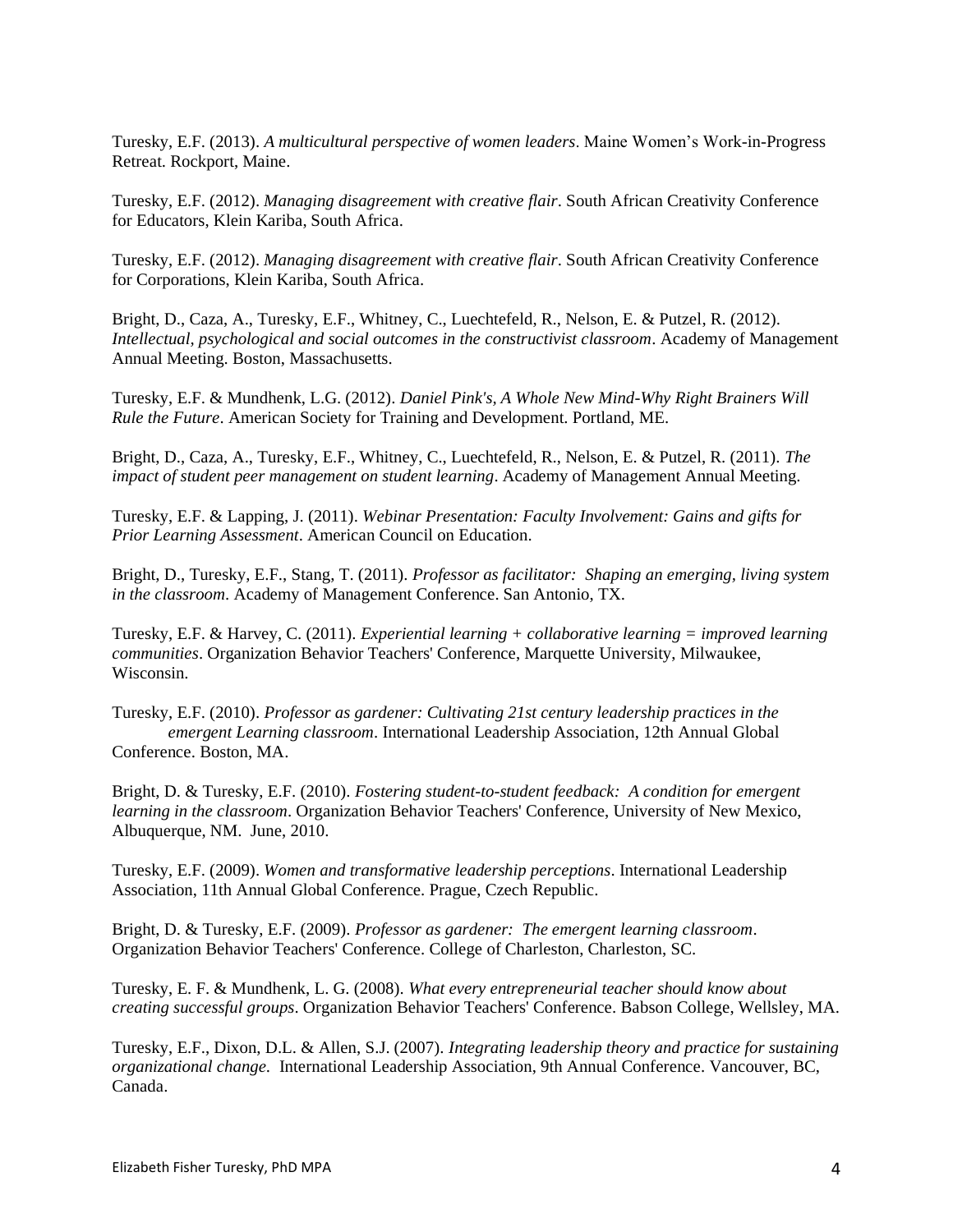Turesky, E.F. (2013). *A multicultural perspective of women leaders*. Maine Women's Work-in-Progress Retreat. Rockport, Maine.

Turesky, E.F. (2012). *Managing disagreement with creative flair*. South African Creativity Conference for Educators, Klein Kariba, South Africa.

Turesky, E.F. (2012). *Managing disagreement with creative flair*. South African Creativity Conference for Corporations, Klein Kariba, South Africa.

Bright, D., Caza, A., Turesky, E.F., Whitney, C., Luechtefeld, R., Nelson, E. & Putzel, R. (2012). *Intellectual, psychological and social outcomes in the constructivist classroom*. Academy of Management Annual Meeting. Boston, Massachusetts.

Turesky, E.F. & Mundhenk, L.G. (2012). *Daniel Pink's, A Whole New Mind-Why Right Brainers Will Rule the Future*. American Society for Training and Development. Portland, ME.

Bright, D., Caza, A., Turesky, E.F., Whitney, C., Luechtefeld, R., Nelson, E. & Putzel, R. (2011). *The impact of student peer management on student learning*. Academy of Management Annual Meeting.

Turesky, E.F. & Lapping, J. (2011). *Webinar Presentation: Faculty Involvement: Gains and gifts for Prior Learning Assessment*. American Council on Education.

Bright, D., Turesky, E.F., Stang, T. (2011). *Professor as facilitator: Shaping an emerging, living system in the classroom*. Academy of Management Conference. San Antonio, TX.

Turesky, E.F. & Harvey, C. (2011). *Experiential learning + collaborative learning = improved learning communities*. Organization Behavior Teachers' Conference, Marquette University, Milwaukee, Wisconsin.

Turesky, E.F. (2010). *Professor as gardener: Cultivating 21st century leadership practices in the emergent Learning classroom*. International Leadership Association, 12th Annual Global Conference. Boston, MA.

Bright, D. & Turesky, E.F. (2010). *Fostering student-to-student feedback: A condition for emergent learning in the classroom*. Organization Behavior Teachers' Conference, University of New Mexico, Albuquerque, NM. June, 2010.

Turesky, E.F. (2009). *Women and transformative leadership perceptions*. International Leadership Association, 11th Annual Global Conference. Prague, Czech Republic.

Bright, D. & Turesky, E.F. (2009). *Professor as gardener: The emergent learning classroom*. Organization Behavior Teachers' Conference. College of Charleston, Charleston, SC.

Turesky, E. F. & Mundhenk, L. G. (2008). *What every entrepreneurial teacher should know about creating successful groups*. Organization Behavior Teachers' Conference. Babson College, Wellsley, MA.

Turesky, E.F., Dixon, D.L. & Allen, S.J. (2007). *Integrating leadership theory and practice for sustaining organizational change.* International Leadership Association, 9th Annual Conference. Vancouver, BC, Canada.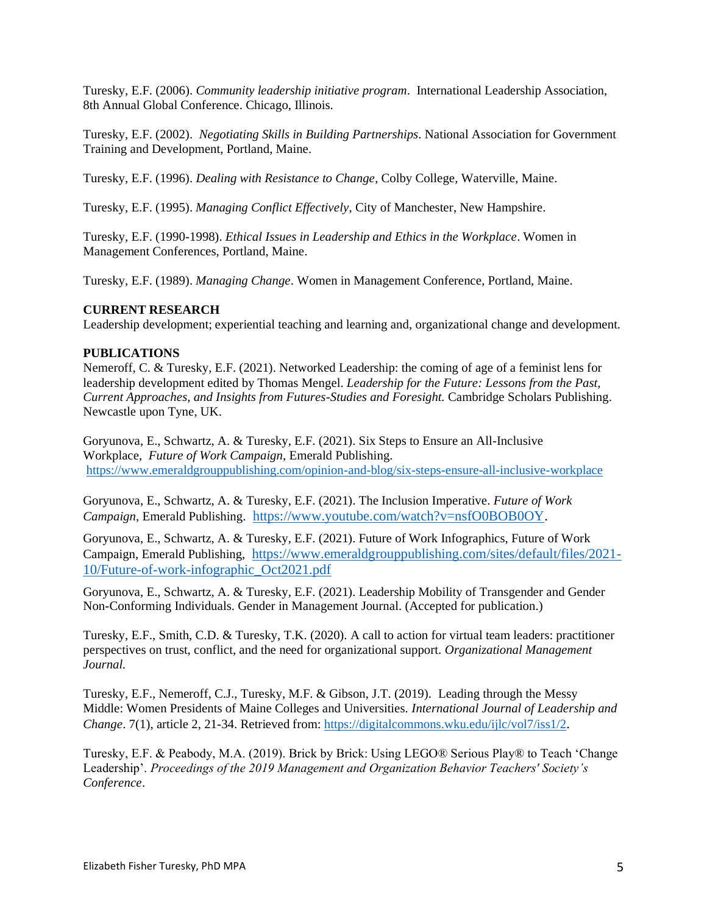Turesky, E.F. (2006). *Community leadership initiative program*. International Leadership Association, 8th Annual Global Conference. Chicago, Illinois.

Turesky, E.F. (2002). *Negotiating Skills in Building Partnerships*. National Association for Government Training and Development, Portland, Maine.

Turesky, E.F. (1996). *Dealing with Resistance to Change*, Colby College, Waterville, Maine.

Turesky, E.F. (1995). *Managing Conflict Effectively*, City of Manchester, New Hampshire.

Turesky, E.F. (1990-1998). *Ethical Issues in Leadership and Ethics in the Workplace*. Women in Management Conferences, Portland, Maine.

Turesky, E.F. (1989). *Managing Change*. Women in Management Conference, Portland, Maine.

**CURRENT RESEARCH**

Leadership development; experiential teaching and learning and, organizational change and development.

**PUBLICATIONS**

Nemeroff, C. & Turesky, E.F. (2021). Networked Leadership: the coming of age of a feminist lens for leadership development edited by Thomas Mengel. *Leadership for the Future: Lessons from the Past, Current Approaches, and Insights from Futures-Studies and Foresight.* Cambridge Scholars Publishing. Newcastle upon Tyne, UK.

Goryunova, E., Schwartz, A. & Turesky, E.F. (2021). Six Steps to Ensure an All-Inclusive Workplace, *Future of Work Campaign*, Emerald Publishing. https://www.emeraldgrouppublishing.com/opinion-and-blog/six-steps-ensure-all-inclusive-workplace

Goryunova, E., Schwartz, A. & Turesky, E.F. (2021). The Inclusion Imperative. *Future of Work Campaign*, Emerald Publishing. https://www.youtube.com/watch?v=nsfO0BOB0OY.

Goryunova, E., Schwartz, A. & Turesky, E.F. (2021). Future of Work Infographics, Future of Work Campaign, Emerald Publishing, https://www.emeraldgrouppublishing.com/sites/default/files/2021-10/Future-of-work-infographic_Oct2021.pdf

Goryunova, E., Schwartz, A. & Turesky, E.F. (2021). Leadership Mobility of Transgender and Gender Non-Conforming Individuals. Gender in Management Journal. (Accepted for publication.)

Turesky, E.F., Smith, C.D. & Turesky, T.K. (2020). A call to action for virtual team leaders: practitioner perspectives on trust, conflict, and the need for organizational support. *Organizational Management Journal.*

Turesky, E.F., Nemeroff, C.J., Turesky, M.F. & Gibson, J.T. (2019). Leading through the Messy Middle: Women Presidents of Maine Colleges and Universities. *International Journal of Leadership and Change*. 7(1), article 2, 21-34. Retrieved from: https://digitalcommons.wku.edu/ijlc/vol7/iss1/2.

Turesky, E.F. & Peabody, M.A. (2019). Brick by Brick: Using LEGO® Serious Play® to Teach 'Change Leadership'. *Proceedings of the 2019 Management and Organization Behavior Teachers' Society's Conference*.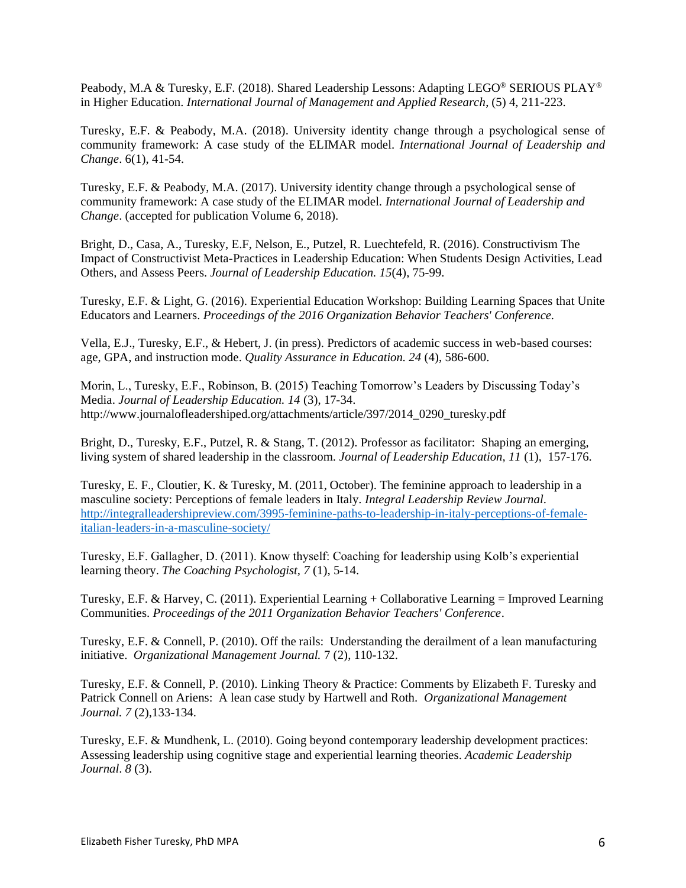Peabody, M.A & Turesky, E.F. (2018). Shared Leadership Lessons: Adapting LEGO® SERIOUS PLAY® in Higher Education. *International Journal of Management and Applied Research*, (5) 4, 211-223.

Turesky, E.F. & Peabody, M.A. (2018). University identity change through a psychological sense of community framework: A case study of the ELIMAR model. *International Journal of Leadership and Change*. 6(1), 41-54.

Turesky, E.F. & Peabody, M.A. (2017). University identity change through a psychological sense of community framework: A case study of the ELIMAR model. *International Journal of Leadership and Change*. (accepted for publication Volume 6, 2018).

Bright, D., Casa, A., Turesky, E.F, Nelson, E., Putzel, R. Luechtefeld, R. (2016). Constructivism The Impact of Constructivist Meta-Practices in Leadership Education: When Students Design Activities, Lead Others, and Assess Peers. *Journal of Leadership Education. 15*(4), 75-99.

Turesky, E.F. & Light, G. (2016). Experiential Education Workshop: Building Learning Spaces that Unite Educators and Learners. *Proceedings of the 2016 Organization Behavior Teachers' Conference.*

Vella, E.J., Turesky, E.F., & Hebert, J. (in press). Predictors of academic success in web-based courses: age, GPA, and instruction mode. *Quality Assurance in Education. 24* (4), 586-600.

Morin, L., Turesky, E.F., Robinson, B. (2015) Teaching Tomorrow's Leaders by Discussing Today's Media. *Journal of Leadership Education. 14* (3), 17-34. http://www.journalofleadershiped.org/attachments/article/397/2014_0290_turesky.pdf

Bright, D., Turesky, E.F., Putzel, R. & Stang, T. (2012). Professor as facilitator: Shaping an emerging, living system of shared leadership in the classroom. *Journal of Leadership Education, 11* (1), 157-176.

Turesky, E. F., Cloutier, K. & Turesky, M. (2011, October). The feminine approach to leadership in a masculine society: Perceptions of female leaders in Italy. *Integral Leadership Review Journal*. [http://integralleadershipreview.com/3995-feminine-paths-to-leadership-in-italy-perceptions-of-female-italian-leaders-in-a-masculine-society/](http://integralleadershipreview.com/3995-feminine-paths-to-leadership-in-italy-perceptions-of-female-italian-leaders-in-a-masculine-society/)

Turesky, E.F. Gallagher, D. (2011). Know thyself: Coaching for leadership using Kolb's experiential learning theory. *The Coaching Psychologist, 7* (1), 5-14.

Turesky, E.F. & Harvey, C. (2011). Experiential Learning + Collaborative Learning = Improved Learning Communities. *Proceedings of the 2011 Organization Behavior Teachers' Conference*.

Turesky, E.F. & Connell, P. (2010). Off the rails: Understanding the derailment of a lean manufacturing initiative. *Organizational Management Journal.* 7 (2), 110-132.

Turesky, E.F. & Connell, P. (2010). Linking Theory & Practice: Comments by Elizabeth F. Turesky and Patrick Connell on Ariens: A lean case study by Hartwell and Roth. *Organizational Management Journal. 7* (2),133-134.

Turesky, E.F. & Mundhenk, L. (2010). Going beyond contemporary leadership development practices: Assessing leadership using cognitive stage and experiential learning theories. *Academic Leadership Journal*. *8* (3).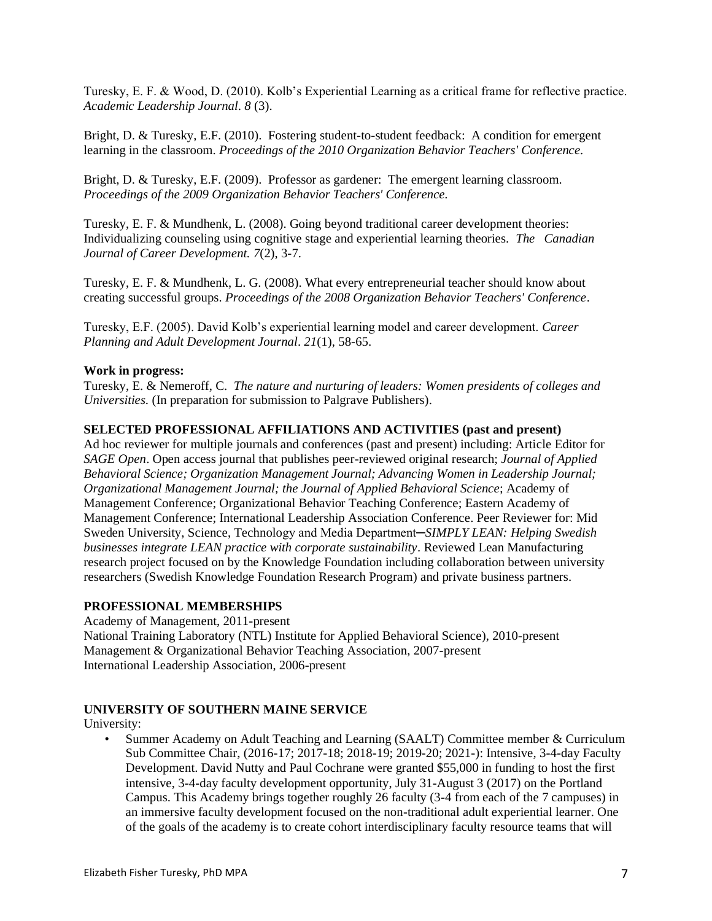Turesky, E. F. & Wood, D. (2010). Kolb's Experiential Learning as a critical frame for reflective practice. *Academic Leadership Journal*. *8* (3).

Bright, D. & Turesky, E.F. (2010). Fostering student-to-student feedback: A condition for emergent learning in the classroom. *Proceedings of the 2010 Organization Behavior Teachers' Conference.*

Bright, D. & Turesky, E.F. (2009). Professor as gardener: The emergent learning classroom. *Proceedings of the 2009 Organization Behavior Teachers' Conference.*

Turesky, E. F. & Mundhenk, L. (2008). Going beyond traditional career development theories: Individualizing counseling using cognitive stage and experiential learning theories. *The Canadian Journal of Career Development. 7*(2), 3-7.

Turesky, E. F. & Mundhenk, L. G. (2008). What every entrepreneurial teacher should know about creating successful groups. *Proceedings of the 2008 Organization Behavior Teachers' Conference*.

Turesky, E.F. (2005). David Kolb's experiential learning model and career development. *Career Planning and Adult Development Journal*. *21*(1), 58-65.

**Work in progress:**
Turesky, E. & Nemeroff, C. *The nature and nurturing of leaders: Women presidents of colleges and Universities.* (In preparation for submission to Palgrave Publishers).

**SELECTED PROFESSIONAL AFFILIATIONS AND ACTIVITIES (past and present)**
Ad hoc reviewer for multiple journals and conferences (past and present) including: Article Editor for *SAGE Open*. Open access journal that publishes peer-reviewed original research; *Journal of Applied Behavioral Science; Organization Management Journal; Advancing Women in Leadership Journal; Organizational Management Journal; the Journal of Applied Behavioral Science*; Academy of Management Conference; Organizational Behavior Teaching Conference; Eastern Academy of Management Conference; International Leadership Association Conference. Peer Reviewer for: Mid Sweden University, Science, Technology and Media Department–*SIMPLY LEAN: Helping Swedish businesses integrate LEAN practice with corporate sustainability*. Reviewed Lean Manufacturing research project focused on by the Knowledge Foundation including collaboration between university researchers (Swedish Knowledge Foundation Research Program) and private business partners.

**PROFESSIONAL MEMBERSHIPS**
Academy of Management, 2011-present
National Training Laboratory (NTL) Institute for Applied Behavioral Science), 2010-present
Management & Organizational Behavior Teaching Association, 2007-present
International Leadership Association, 2006-present

**UNIVERSITY OF SOUTHERN MAINE SERVICE**
University:

- Summer Academy on Adult Teaching and Learning (SAALT) Committee member & Curriculum Sub Committee Chair, (2016-17; 2017-18; 2018-19; 2019-20; 2021-): Intensive, 3-4-day Faculty Development. David Nutty and Paul Cochrane were granted $55,000 in funding to host the first intensive, 3-4-day faculty development opportunity, July 31-August 3 (2017) on the Portland Campus. This Academy brings together roughly 26 faculty (3-4 from each of the 7 campuses) in an immersive faculty development focused on the non-traditional adult experiential learner. One of the goals of the academy is to create cohort interdisciplinary faculty resource teams that will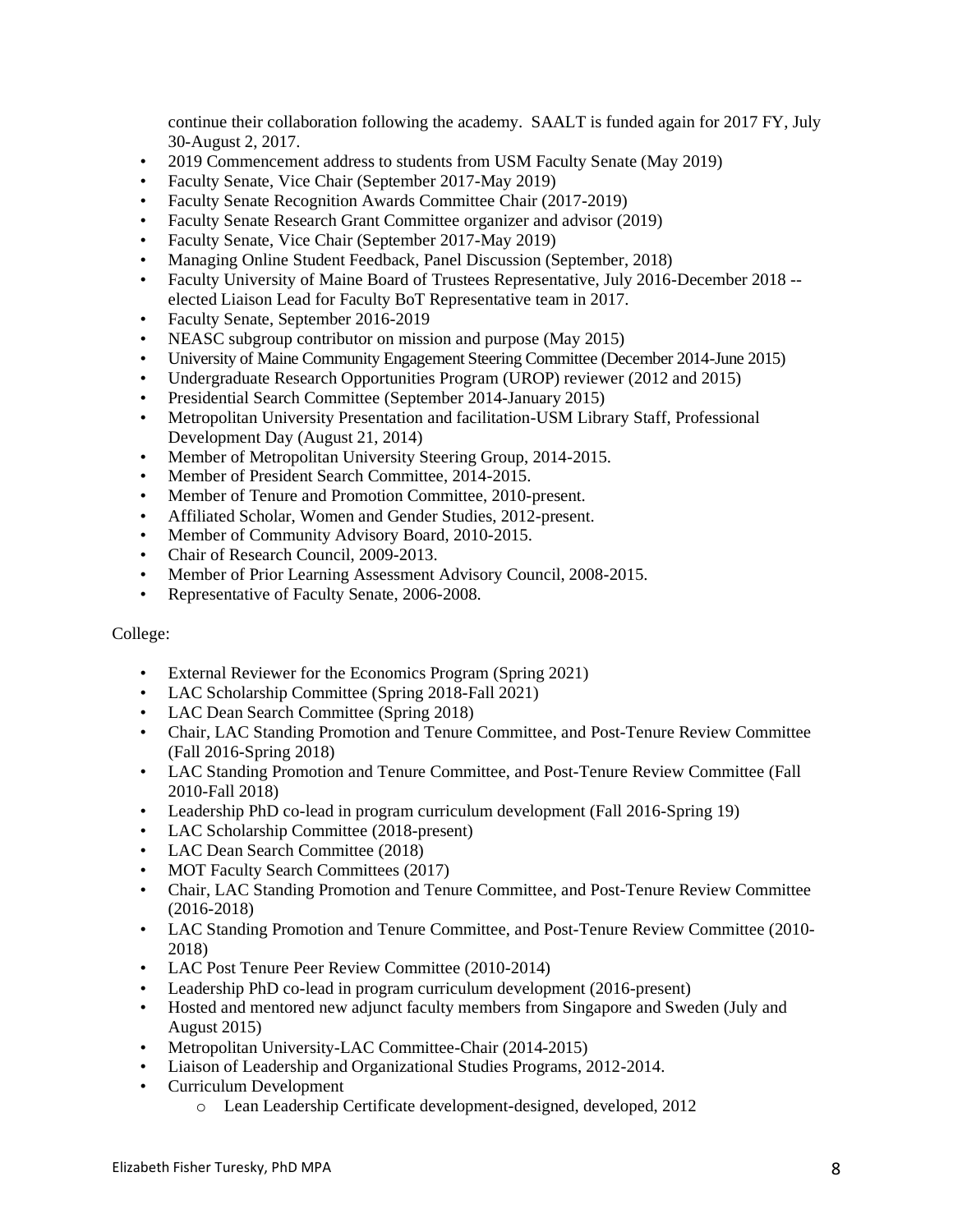continue their collaboration following the academy. SAALT is funded again for 2017 FY, July 30-August 2, 2017.

- 2019 Commencement address to students from USM Faculty Senate (May 2019)
- Faculty Senate, Vice Chair (September 2017-May 2019)
- Faculty Senate Recognition Awards Committee Chair (2017-2019)
- Faculty Senate Research Grant Committee organizer and advisor (2019)
- Faculty Senate, Vice Chair (September 2017-May 2019)
- Managing Online Student Feedback, Panel Discussion (September, 2018)
- Faculty University of Maine Board of Trustees Representative, July 2016-December 2018 -- elected Liaison Lead for Faculty BoT Representative team in 2017.
- Faculty Senate, September 2016-2019
- NEASC subgroup contributor on mission and purpose (May 2015)
- University of Maine Community Engagement Steering Committee (December 2014-June 2015)
- Undergraduate Research Opportunities Program (UROP) reviewer (2012 and 2015)
- Presidential Search Committee (September 2014-January 2015)
- Metropolitan University Presentation and facilitation-USM Library Staff, Professional Development Day (August 21, 2014)
- Member of Metropolitan University Steering Group, 2014-2015.
- Member of President Search Committee, 2014-2015.
- Member of Tenure and Promotion Committee, 2010-present.
- Affiliated Scholar, Women and Gender Studies, 2012-present.
- Member of Community Advisory Board, 2010-2015.
- Chair of Research Council, 2009-2013.
- Member of Prior Learning Assessment Advisory Council, 2008-2015.
- Representative of Faculty Senate, 2006-2008.

College:

- External Reviewer for the Economics Program (Spring 2021)
- LAC Scholarship Committee (Spring 2018-Fall 2021)
- LAC Dean Search Committee (Spring 2018)
- Chair, LAC Standing Promotion and Tenure Committee, and Post-Tenure Review Committee (Fall 2016-Spring 2018)
- LAC Standing Promotion and Tenure Committee, and Post-Tenure Review Committee (Fall 2010-Fall 2018)
- Leadership PhD co-lead in program curriculum development (Fall 2016-Spring 19)
- LAC Scholarship Committee (2018-present)
- LAC Dean Search Committee (2018)
- MOT Faculty Search Committees (2017)
- Chair, LAC Standing Promotion and Tenure Committee, and Post-Tenure Review Committee (2016-2018)
- LAC Standing Promotion and Tenure Committee, and Post-Tenure Review Committee (2010-2018)
- LAC Post Tenure Peer Review Committee (2010-2014)
- Leadership PhD co-lead in program curriculum development (2016-present)
- Hosted and mentored new adjunct faculty members from Singapore and Sweden (July and August 2015)
- Metropolitan University-LAC Committee-Chair (2014-2015)
- Liaison of Leadership and Organizational Studies Programs, 2012-2014.
- Curriculum Development
    - Lean Leadership Certificate development-designed, developed, 2012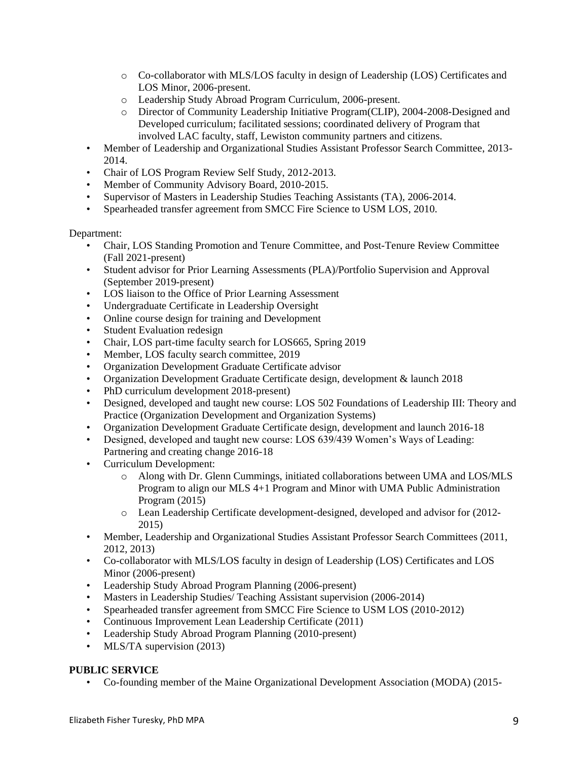- Co-collaborator with MLS/LOS faculty in design of Leadership (LOS) Certificates and LOS Minor, 2006-present.
    - Leadership Study Abroad Program Curriculum, 2006-present.
    - Director of Community Leadership Initiative Program(CLIP), 2004-2008-Designed and Developed curriculum; facilitated sessions; coordinated delivery of Program that involved LAC faculty, staff, Lewiston community partners and citizens.
- Member of Leadership and Organizational Studies Assistant Professor Search Committee, 2013-2014.
- Chair of LOS Program Review Self Study, 2012-2013.
- Member of Community Advisory Board, 2010-2015.
- Supervisor of Masters in Leadership Studies Teaching Assistants (TA), 2006-2014.
- Spearheaded transfer agreement from SMCC Fire Science to USM LOS, 2010.

Department:

- Chair, LOS Standing Promotion and Tenure Committee, and Post-Tenure Review Committee (Fall 2021-present)
- Student advisor for Prior Learning Assessments (PLA)/Portfolio Supervision and Approval (September 2019-present)
- LOS liaison to the Office of Prior Learning Assessment
- Undergraduate Certificate in Leadership Oversight
- Online course design for training and Development
- Student Evaluation redesign
- Chair, LOS part-time faculty search for LOS665, Spring 2019
- Member, LOS faculty search committee, 2019
- Organization Development Graduate Certificate advisor
- Organization Development Graduate Certificate design, development & launch 2018
- PhD curriculum development 2018-present)
- Designed, developed and taught new course: LOS 502 Foundations of Leadership III: Theory and Practice (Organization Development and Organization Systems)
- Organization Development Graduate Certificate design, development and launch 2016-18
- Designed, developed and taught new course: LOS 639/439 Women's Ways of Leading: Partnering and creating change 2016-18
- Curriculum Development:
    - Along with Dr. Glenn Cummings, initiated collaborations between UMA and LOS/MLS Program to align our MLS 4+1 Program and Minor with UMA Public Administration Program (2015)
    - Lean Leadership Certificate development-designed, developed and advisor for (2012-2015)
- Member, Leadership and Organizational Studies Assistant Professor Search Committees (2011, 2012, 2013)
- Co-collaborator with MLS/LOS faculty in design of Leadership (LOS) Certificates and LOS Minor (2006-present)
- Leadership Study Abroad Program Planning (2006-present)
- Masters in Leadership Studies/ Teaching Assistant supervision (2006-2014)
- Spearheaded transfer agreement from SMCC Fire Science to USM LOS (2010-2012)
- Continuous Improvement Lean Leadership Certificate (2011)
- Leadership Study Abroad Program Planning (2010-present)
- MLS/TA supervision (2013)

**PUBLIC SERVICE**

- Co-founding member of the Maine Organizational Development Association (MODA) (2015-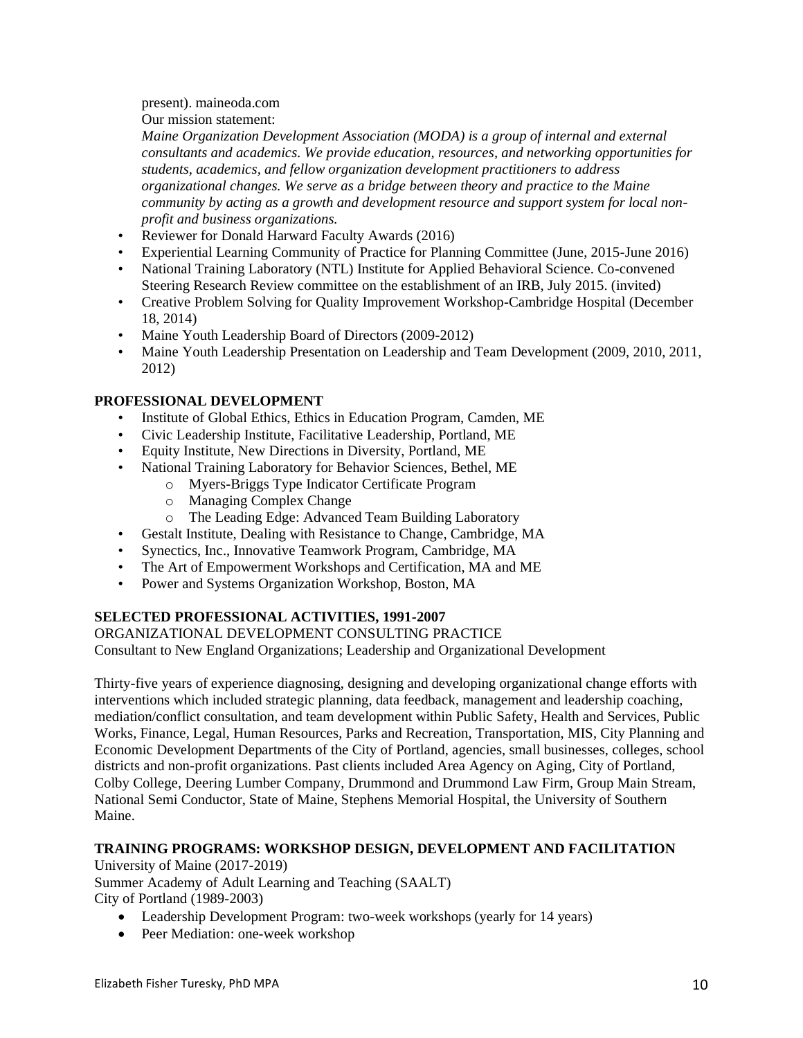present). maineoda.com
Our mission statement:
*Maine Organization Development Association (MODA) is a group of internal and external consultants and academics. We provide education, resources, and networking opportunities for students, academics, and fellow organization development practitioners to address organizational changes. We serve as a bridge between theory and practice to the Maine community by acting as a growth and development resource and support system for local non-profit and business organizations.*

- Reviewer for Donald Harward Faculty Awards (2016)
- Experiential Learning Community of Practice for Planning Committee (June, 2015-June 2016)
- National Training Laboratory (NTL) Institute for Applied Behavioral Science. Co-convened Steering Research Review committee on the establishment of an IRB, July 2015. (invited)
- Creative Problem Solving for Quality Improvement Workshop-Cambridge Hospital (December 18, 2014)
- Maine Youth Leadership Board of Directors (2009-2012)
- Maine Youth Leadership Presentation on Leadership and Team Development (2009, 2010, 2011, 2012)

**PROFESSIONAL DEVELOPMENT**

- Institute of Global Ethics, Ethics in Education Program, Camden, ME
- Civic Leadership Institute, Facilitative Leadership, Portland, ME
- Equity Institute, New Directions in Diversity, Portland, ME
- National Training Laboratory for Behavior Sciences, Bethel, ME
  - Myers-Briggs Type Indicator Certificate Program
  - Managing Complex Change
  - The Leading Edge: Advanced Team Building Laboratory
- Gestalt Institute, Dealing with Resistance to Change, Cambridge, MA
- Synectics, Inc., Innovative Teamwork Program, Cambridge, MA
- The Art of Empowerment Workshops and Certification, MA and ME
- Power and Systems Organization Workshop, Boston, MA

**SELECTED PROFESSIONAL ACTIVITIES, 1991-2007**

ORGANIZATIONAL DEVELOPMENT CONSULTING PRACTICE
Consultant to New England Organizations; Leadership and Organizational Development

Thirty-five years of experience diagnosing, designing and developing organizational change efforts with interventions which included strategic planning, data feedback, management and leadership coaching, mediation/conflict consultation, and team development within Public Safety, Health and Services, Public Works, Finance, Legal, Human Resources, Parks and Recreation, Transportation, MIS, City Planning and Economic Development Departments of the City of Portland, agencies, small businesses, colleges, school districts and non-profit organizations. Past clients included Area Agency on Aging, City of Portland, Colby College, Deering Lumber Company, Drummond and Drummond Law Firm, Group Main Stream, National Semi Conductor, State of Maine, Stephens Memorial Hospital, the University of Southern Maine.

**TRAINING PROGRAMS: WORKSHOP DESIGN, DEVELOPMENT AND FACILITATION**

University of Maine (2017-2019)
Summer Academy of Adult Learning and Teaching (SAALT)
City of Portland (1989-2003)

- Leadership Development Program: two-week workshops (yearly for 14 years)
- Peer Mediation: one-week workshop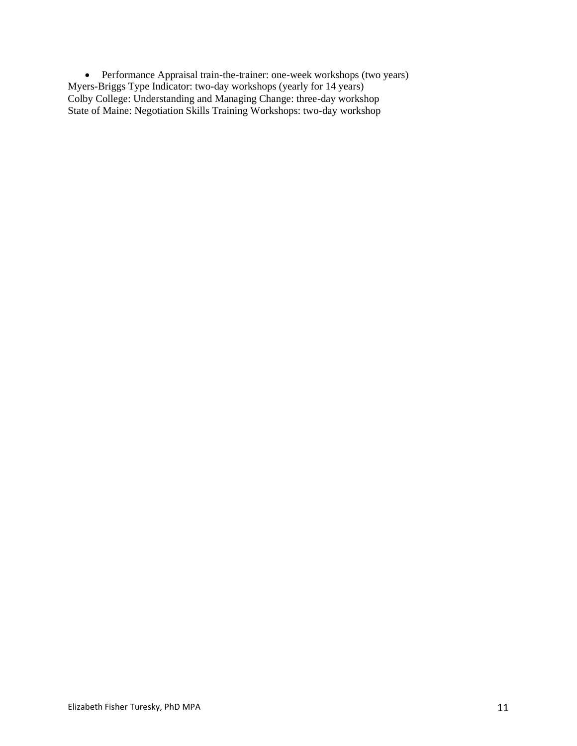- Performance Appraisal train-the-trainer: one-week workshops (two years)

Myers-Briggs Type Indicator: two-day workshops (yearly for 14 years)
Colby College: Understanding and Managing Change: three-day workshop
State of Maine: Negotiation Skills Training Workshops: two-day workshop